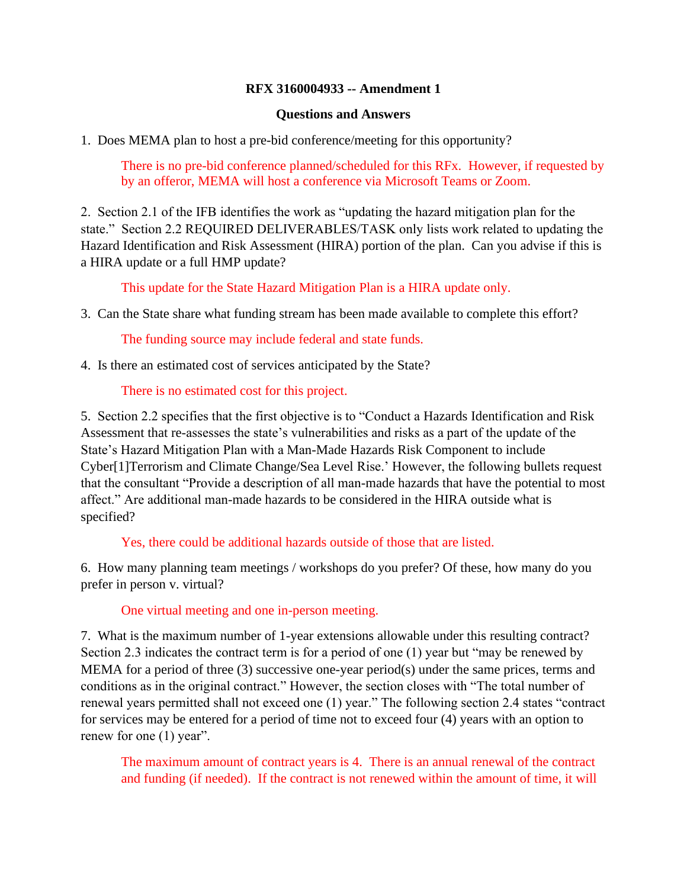**RFX 3160004933 -- Amendment 1**

**Questions and Answers**

1. Does MEMA plan to host a pre-bid conference/meeting for this opportunity?

    There is no pre-bid conference planned/scheduled for this RFx. However, if requested by by an offeror, MEMA will host a conference via Microsoft Teams or Zoom.

2. Section 2.1 of the IFB identifies the work as "updating the hazard mitigation plan for the state." Section 2.2 REQUIRED DELIVERABLES/TASK only lists work related to updating the Hazard Identification and Risk Assessment (HIRA) portion of the plan. Can you advise if this is a HIRA update or a full HMP update?

    This update for the State Hazard Mitigation Plan is a HIRA update only.

3. Can the State share what funding stream has been made available to complete this effort?

    The funding source may include federal and state funds.

4. Is there an estimated cost of services anticipated by the State?

    There is no estimated cost for this project.

5. Section 2.2 specifies that the first objective is to "Conduct a Hazards Identification and Risk Assessment that re-assesses the state's vulnerabilities and risks as a part of the update of the State's Hazard Mitigation Plan with a Man-Made Hazards Risk Component to include Cyber[1]Terrorism and Climate Change/Sea Level Rise.' However, the following bullets request that the consultant "Provide a description of all man-made hazards that have the potential to most affect." Are additional man-made hazards to be considered in the HIRA outside what is specified?

    Yes, there could be additional hazards outside of those that are listed.

6. How many planning team meetings / workshops do you prefer? Of these, how many do you prefer in person v. virtual?

    One virtual meeting and one in-person meeting.

7. What is the maximum number of 1-year extensions allowable under this resulting contract? Section 2.3 indicates the contract term is for a period of one (1) year but "may be renewed by MEMA for a period of three (3) successive one-year period(s) under the same prices, terms and conditions as in the original contract." However, the section closes with "The total number of renewal years permitted shall not exceed one (1) year." The following section 2.4 states "contract for services may be entered for a period of time not to exceed four (4) years with an option to renew for one (1) year".

    The maximum amount of contract years is 4. There is an annual renewal of the contract and funding (if needed). If the contract is not renewed within the amount of time, it will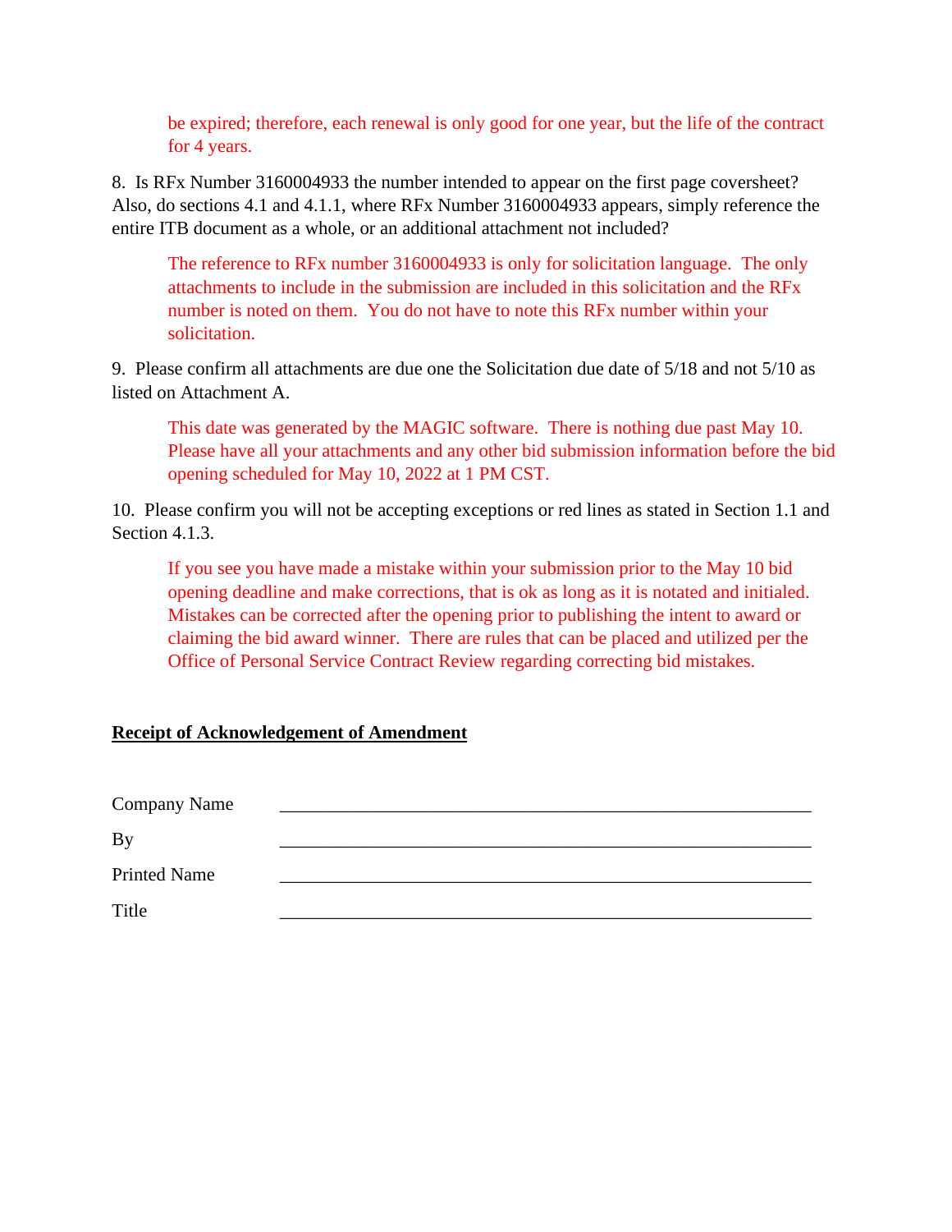be expired; therefore, each renewal is only good for one year, but the life of the contract for 4 years.

8. Is RFx Number 3160004933 the number intended to appear on the first page coversheet? Also, do sections 4.1 and 4.1.1, where RFx Number 3160004933 appears, simply reference the entire ITB document as a whole, or an additional attachment not included?

The reference to RFx number 3160004933 is only for solicitation language. The only attachments to include in the submission are included in this solicitation and the RFx number is noted on them. You do not have to note this RFx number within your solicitation.

9. Please confirm all attachments are due one the Solicitation due date of 5/18 and not 5/10 as listed on Attachment A.

This date was generated by the MAGIC software. There is nothing due past May 10. Please have all your attachments and any other bid submission information before the bid opening scheduled for May 10, 2022 at 1 PM CST.

10. Please confirm you will not be accepting exceptions or red lines as stated in Section 1.1 and Section 4.1.3.

If you see you have made a mistake within your submission prior to the May 10 bid opening deadline and make corrections, that is ok as long as it is notated and initialed. Mistakes can be corrected after the opening prior to publishing the intent to award or claiming the bid award winner. There are rules that can be placed and utilized per the Office of Personal Service Contract Review regarding correcting bid mistakes.

**Receipt of Acknowledgement of Amendment**

Company Name ______________________________________________

By ______________________________________________

Printed Name ______________________________________________

Title ______________________________________________